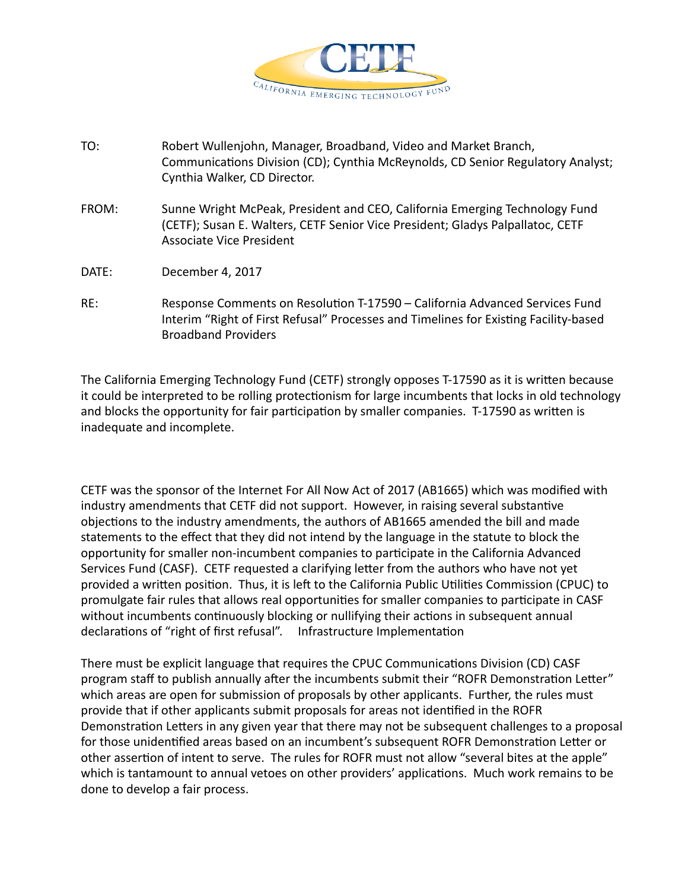CETF
CALIFORNIA EMERGING TECHNOLOGY FUND

TO: Robert Wullenjohn, Manager, Broadband, Video and Market Branch, Communications Division (CD); Cynthia McReynolds, CD Senior Regulatory Analyst; Cynthia Walker, CD Director.

FROM: Sunne Wright McPeak, President and CEO, California Emerging Technology Fund (CETF); Susan E. Walters, CETF Senior Vice President; Gladys Palpallatoc, CETF Associate Vice President

DATE: December 4, 2017

RE: Response Comments on Resolution T-17590 – California Advanced Services Fund Interim "Right of First Refusal" Processes and Timelines for Existing Facility-based Broadband Providers

The California Emerging Technology Fund (CETF) strongly opposes T-17590 as it is written because it could be interpreted to be rolling protectionism for large incumbents that locks in old technology and blocks the opportunity for fair participation by smaller companies. T-17590 as written is inadequate and incomplete.

CETF was the sponsor of the Internet For All Now Act of 2017 (AB1665) which was modified with industry amendments that CETF did not support. However, in raising several substantive objections to the industry amendments, the authors of AB1665 amended the bill and made statements to the effect that they did not intend by the language in the statute to block the opportunity for smaller non-incumbent companies to participate in the California Advanced Services Fund (CASF). CETF requested a clarifying letter from the authors who have not yet provided a written position. Thus, it is left to the California Public Utilities Commission (CPUC) to promulgate fair rules that allows real opportunities for smaller companies to participate in CASF without incumbents continuously blocking or nullifying their actions in subsequent annual declarations of "right of first refusal". Infrastructure Implementation

There must be explicit language that requires the CPUC Communications Division (CD) CASF program staff to publish annually after the incumbents submit their "ROFR Demonstration Letter" which areas are open for submission of proposals by other applicants. Further, the rules must provide that if other applicants submit proposals for areas not identified in the ROFR Demonstration Letters in any given year that there may not be subsequent challenges to a proposal for those unidentified areas based on an incumbent's subsequent ROFR Demonstration Letter or other assertion of intent to serve. The rules for ROFR must not allow "several bites at the apple" which is tantamount to annual vetoes on other providers' applications. Much work remains to be done to develop a fair process.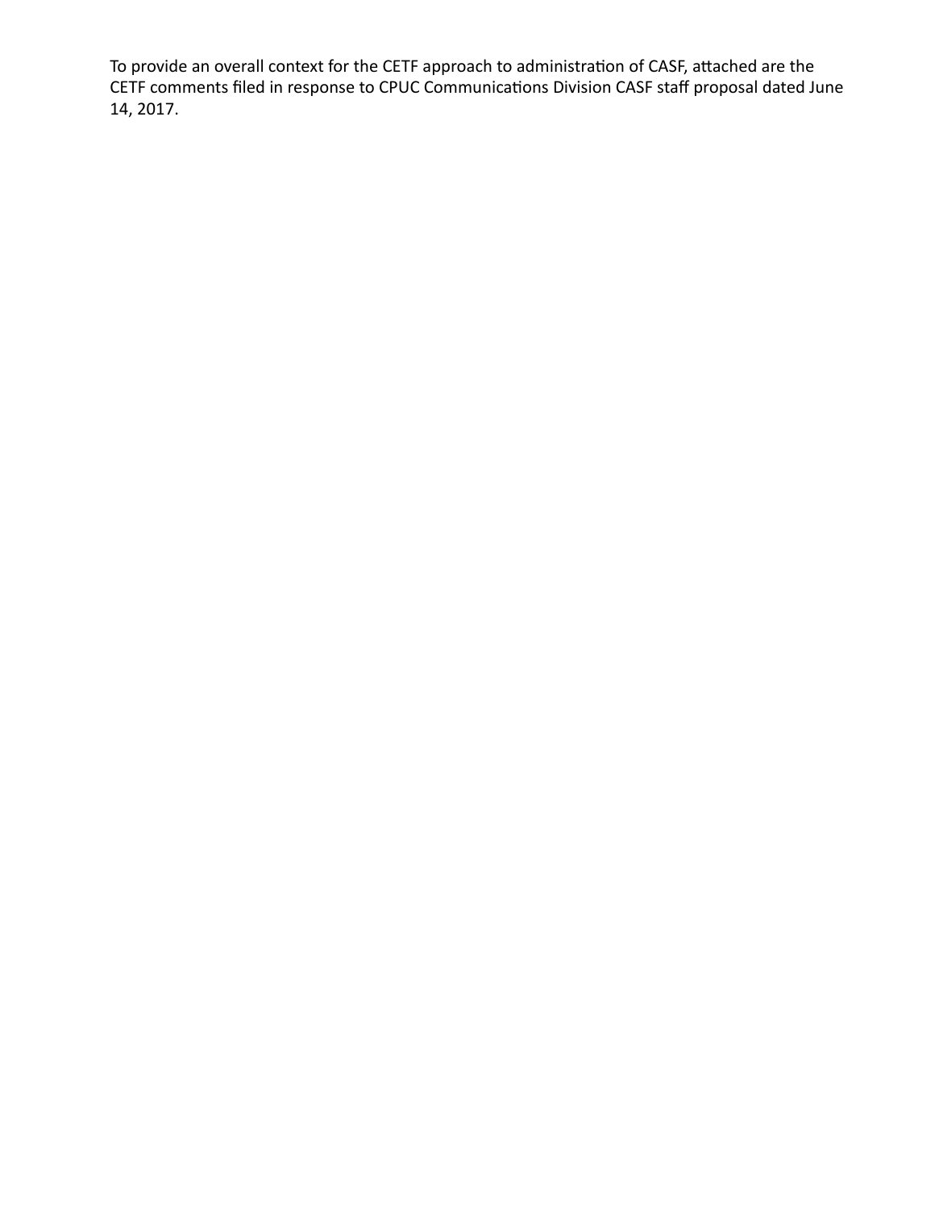To provide an overall context for the CETF approach to administration of CASF, attached are the CETF comments filed in response to CPUC Communications Division CASF staff proposal dated June 14, 2017.